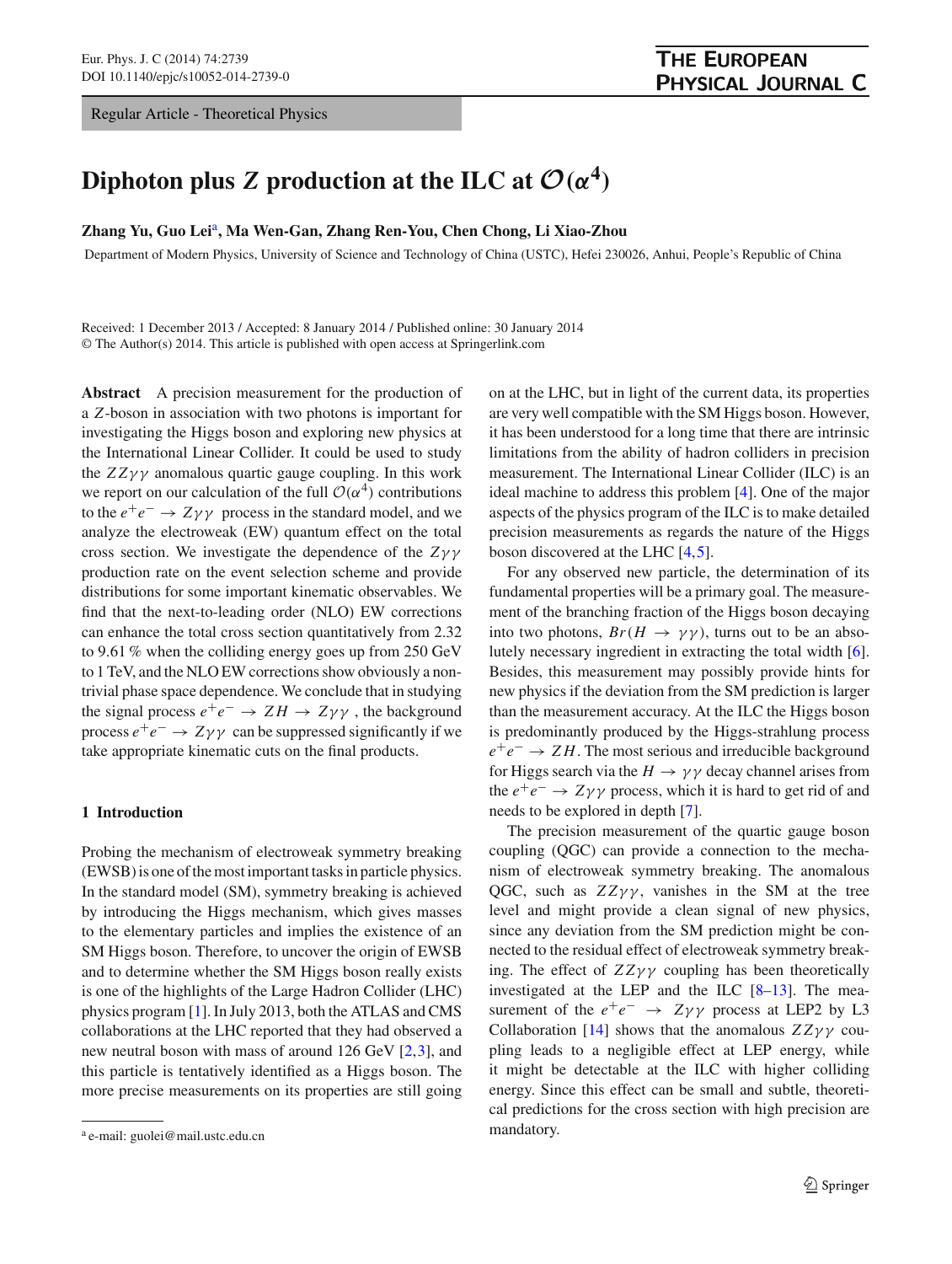Regular Article - Theoretical Physics

# Diphoton plus $Z$ production at the ILC at $\mathcal{O}(\alpha^4)$

**Zhang Yu, Guo Lei[a], Ma Wen-Gan, Zhang Ren-You, Chen Chong, Li Xiao-Zhou**

Department of Modern Physics, University of Science and Technology of China (USTC), Hefei 230026, Anhui, People's Republic of China

Received: 1 December 2013 / Accepted: 8 January 2014 / Published online: 30 January 2014
© The Author(s) 2014. This article is published with open access at Springerlink.com

**Abstract** A precision measurement for the production of a $Z$-boson in association with two photons is important for investigating the Higgs boson and exploring new physics at the International Linear Collider. It could be used to study the $ZZ\gamma\gamma$ anomalous quartic gauge coupling. In this work we report on our calculation of the full $\mathcal{O}(\alpha^4)$ contributions to the $e^+e^- \to Z\gamma\gamma$ process in the standard model, and we analyze the electroweak (EW) quantum effect on the total cross section. We investigate the dependence of the $Z\gamma\gamma$ production rate on the event selection scheme and provide distributions for some important kinematic observables. We find that the next-to-leading order (NLO) EW corrections can enhance the total cross section quantitatively from 2.32 to 9.61 % when the colliding energy goes up from 250 GeV to 1 TeV, and the NLO EW corrections show obviously a non-trivial phase space dependence. We conclude that in studying the signal process $e^+e^- \to ZH \to Z\gamma\gamma$ , the background process $e^+e^- \to Z\gamma\gamma$ can be suppressed significantly if we take appropriate kinematic cuts on the final products.

## 1 Introduction

Probing the mechanism of electroweak symmetry breaking (EWSB) is one of the most important tasks in particle physics. In the standard model (SM), symmetry breaking is achieved by introducing the Higgs mechanism, which gives masses to the elementary particles and implies the existence of an SM Higgs boson. Therefore, to uncover the origin of EWSB and to determine whether the SM Higgs boson really exists is one of the highlights of the Large Hadron Collider (LHC) physics program [1]. In July 2013, both the ATLAS and CMS collaborations at the LHC reported that they had observed a new neutral boson with mass of around 126 GeV [2,3], and this particle is tentatively identified as a Higgs boson. The more precise measurements on its properties are still going on at the LHC, but in light of the current data, its properties are very well compatible with the SM Higgs boson. However, it has been understood for a long time that there are intrinsic limitations from the ability of hadron colliders in precision measurement. The International Linear Collider (ILC) is an ideal machine to address this problem [4]. One of the major aspects of the physics program of the ILC is to make detailed precision measurements as regards the nature of the Higgs boson discovered at the LHC [4,5].

For any observed new particle, the determination of its fundamental properties will be a primary goal. The measurement of the branching fraction of the Higgs boson decaying into two photons, $Br(H \to \gamma\gamma)$, turns out to be an absolutely necessary ingredient in extracting the total width [6]. Besides, this measurement may possibly provide hints for new physics if the deviation from the SM prediction is larger than the measurement accuracy. At the ILC the Higgs boson is predominantly produced by the Higgs-strahlung process $e^+e^- \to ZH$. The most serious and irreducible background for Higgs search via the $H \to \gamma\gamma$ decay channel arises from the $e^+e^- \to Z\gamma\gamma$ process, which it is hard to get rid of and needs to be explored in depth [7].

The precision measurement of the quartic gauge boson coupling (QGC) can provide a connection to the mechanism of electroweak symmetry breaking. The anomalous QGC, such as $ZZ\gamma\gamma$, vanishes in the SM at the tree level and might provide a clean signal of new physics, since any deviation from the SM prediction might be connected to the residual effect of electroweak symmetry breaking. The effect of $ZZ\gamma\gamma$ coupling has been theoretically investigated at the LEP and the ILC [8–13]. The measurement of the $e^+e^- \to Z\gamma\gamma$ process at LEP2 by L3 Collaboration [14] shows that the anomalous $ZZ\gamma\gamma$ coupling leads to a negligible effect at LEP energy, while it might be detectable at the ILC with higher colliding energy. Since this effect can be small and subtle, theoretical predictions for the cross section with high precision are mandatory.

[a] e-mail: guolei@mail.ustc.edu.cn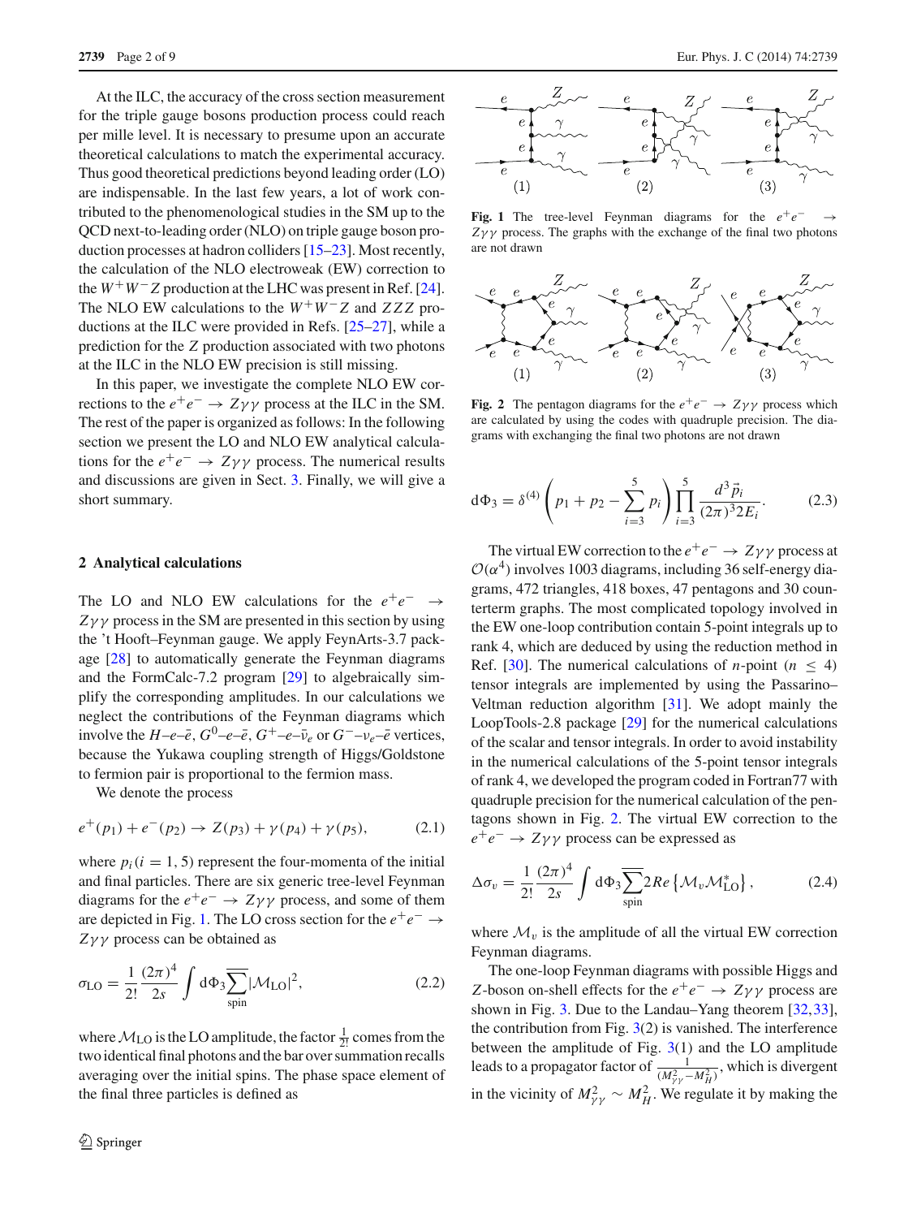At the ILC, the accuracy of the cross section measurement for the triple gauge bosons production process could reach per mille level. It is necessary to presume upon an accurate theoretical calculations to match the experimental accuracy. Thus good theoretical predictions beyond leading order (LO) are indispensable. In the last few years, a lot of work contributed to the phenomenological studies in the SM up to the QCD next-to-leading order (NLO) on triple gauge boson production processes at hadron colliders [15–23]. Most recently, the calculation of the NLO electroweak (EW) correction to the $W^+W^-Z$ production at the LHC was present in Ref. [24]. The NLO EW calculations to the $W^+W^-Z$ and $ZZZ$ productions at the ILC were provided in Refs. [25–27], while a prediction for the $Z$ production associated with two photons at the ILC in the NLO EW precision is still missing.

In this paper, we investigate the complete NLO EW corrections to the $e^+e^- \to Z\gamma\gamma$ process at the ILC in the SM. The rest of the paper is organized as follows: In the following section we present the LO and NLO EW analytical calculations for the $e^+e^- \to Z\gamma\gamma$ process. The numerical results and discussions are given in Sect. 3. Finally, we will give a short summary.

## 2 Analytical calculations

The LO and NLO EW calculations for the $e^+e^- \to Z\gamma\gamma$ process in the SM are presented in this section by using the 't Hooft–Feynman gauge. We apply FeynArts-3.7 package [28] to automatically generate the Feynman diagrams and the FormCalc-7.2 program [29] to algebraically simplify the corresponding amplitudes. In our calculations we neglect the contributions of the Feynman diagrams which involve the $H$–$e$–$\bar{e}$, $G^0$–$e$–$\bar{e}$, $G^+$–$e$–$\bar{\nu}_e$ or $G^-$–$\nu_e$–$\bar{e}$ vertices, because the Yukawa coupling strength of Higgs/Goldstone to fermion pair is proportional to the fermion mass.

We denote the process

$$e^+(p_1) + e^-(p_2) \to Z(p_3) + \gamma(p_4) + \gamma(p_5), \tag{2.1}$$

where $p_i (i = 1, 5)$ represent the four-momenta of the initial and final particles. There are six generic tree-level Feynman diagrams for the $e^+e^- \to Z\gamma\gamma$ process, and some of them are depicted in Fig. 1. The LO cross section for the $e^+e^- \to Z\gamma\gamma$ process can be obtained as

$$\sigma_{\rm LO} = \frac{1}{2!}\frac{(2\pi)^4}{2s}\int {\rm d}\Phi_3 \overline{\sum_{\rm spin}}|\mathcal{M}_{\rm LO}|^2, \tag{2.2}$$

where $\mathcal{M}_{\rm LO}$ is the LO amplitude, the factor $\frac{1}{2!}$ comes from the two identical final photons and the bar over summation recalls averaging over the initial spins. The phase space element of the final three particles is defined as

**Fig. 1** The tree-level Feynman diagrams for the $e^+e^- \to Z\gamma\gamma$ process. The graphs with the exchange of the final two photons are not drawn

**Fig. 2** The pentagon diagrams for the $e^+e^- \to Z\gamma\gamma$ process which are calculated by using the codes with quadruple precision. The diagrams with exchanging the final two photons are not drawn

$${\rm d}\Phi_3 = \delta^{(4)}\left(p_1 + p_2 - \sum_{i=3}^{5} p_i\right)\prod_{i=3}^{5}\frac{d^3\vec{p}_i}{(2\pi)^3 2E_i}. \tag{2.3}$$

The virtual EW correction to the $e^+e^- \to Z\gamma\gamma$ process at $\mathcal{O}(\alpha^4)$ involves 1003 diagrams, including 36 self-energy diagrams, 472 triangles, 418 boxes, 47 pentagons and 30 counterterm graphs. The most complicated topology involved in the EW one-loop contribution contain 5-point integrals up to rank 4, which are deduced by using the reduction method in Ref. [30]. The numerical calculations of $n$-point ($n \le 4$) tensor integrals are implemented by using the Passarino–Veltman reduction algorithm [31]. We adopt mainly the LoopTools-2.8 package [29] for the numerical calculations of the scalar and tensor integrals. In order to avoid instability in the numerical calculations of the 5-point tensor integrals of rank 4, we developed the program coded in Fortran77 with quadruple precision for the numerical calculation of the pentagons shown in Fig. 2. The virtual EW correction to the $e^+e^- \to Z\gamma\gamma$ process can be expressed as

$$\Delta\sigma_v = \frac{1}{2!}\frac{(2\pi)^4}{2s}\int {\rm d}\Phi_3 \overline{\sum_{\rm spin}} 2Re\left\{\mathcal{M}_v\mathcal{M}^*_{\rm LO}\right\}, \tag{2.4}$$

where $\mathcal{M}_v$ is the amplitude of all the virtual EW correction Feynman diagrams.

The one-loop Feynman diagrams with possible Higgs and $Z$-boson on-shell effects for the $e^+e^- \to Z\gamma\gamma$ process are shown in Fig. 3. Due to the Landau–Yang theorem [32,33], the contribution from Fig. 3(2) is vanished. The interference between the amplitude of Fig. 3(1) and the LO amplitude leads to a propagator factor of $\frac{1}{(M^2_{\gamma\gamma} - M^2_H)}$, which is divergent in the vicinity of $M^2_{\gamma\gamma} \sim M^2_H$. We regulate it by making the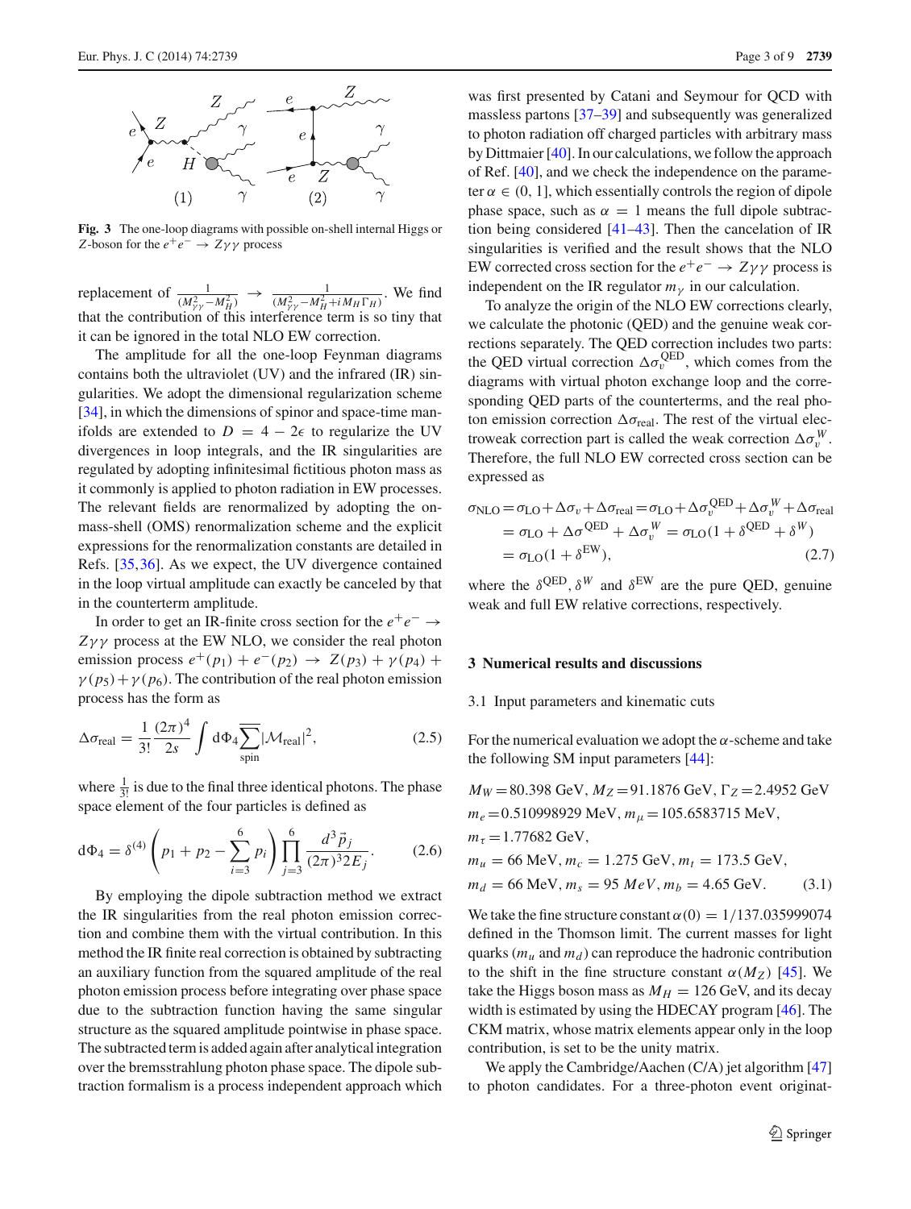**Fig. 3** The one-loop diagrams with possible on-shell internal Higgs or $Z$-boson for the $e^+e^- \to Z\gamma\gamma$ process

replacement of $\frac{1}{(M_{\gamma\gamma}^2 - M_H^2)} \to \frac{1}{(M_{\gamma\gamma}^2 - M_H^2 + iM_H\Gamma_H)}$. We find that the contribution of this interference term is so tiny that it can be ignored in the total NLO EW correction.

The amplitude for all the one-loop Feynman diagrams contains both the ultraviolet (UV) and the infrared (IR) singularities. We adopt the dimensional regularization scheme [34], in which the dimensions of spinor and space-time manifolds are extended to $D = 4 - 2\epsilon$ to regularize the UV divergences in loop integrals, and the IR singularities are regulated by adopting infinitesimal fictitious photon mass as it commonly is applied to photon radiation in EW processes. The relevant fields are renormalized by adopting the on-mass-shell (OMS) renormalization scheme and the explicit expressions for the renormalization constants are detailed in Refs. [35,36]. As we expect, the UV divergence contained in the loop virtual amplitude can exactly be canceled by that in the counterterm amplitude.

In order to get an IR-finite cross section for the $e^+e^- \to Z\gamma\gamma$ process at the EW NLO, we consider the real photon emission process $e^+(p_1) + e^-(p_2) \to Z(p_3) + \gamma(p_4) + \gamma(p_5) + \gamma(p_6)$. The contribution of the real photon emission process has the form as

$$\Delta\sigma_{\rm real} = \frac{1}{3!}\frac{(2\pi)^4}{2s}\int {\rm d}\Phi_4 \overline{\sum_{\rm spin}}|\mathcal{M}_{\rm real}|^2, \tag{2.5}$$

where $\frac{1}{3!}$ is due to the final three identical photons. The phase space element of the four particles is defined as

$${\rm d}\Phi_4 = \delta^{(4)}\left(p_1 + p_2 - \sum_{i=3}^{6} p_i\right)\prod_{j=3}^{6}\frac{d^3\vec{p}_j}{(2\pi)^3 2E_j}. \tag{2.6}$$

By employing the dipole subtraction method we extract the IR singularities from the real photon emission correction and combine them with the virtual contribution. In this method the IR finite real correction is obtained by subtracting an auxiliary function from the squared amplitude of the real photon emission process before integrating over phase space due to the subtraction function having the same singular structure as the squared amplitude pointwise in phase space. The subtracted term is added again after analytical integration over the bremsstrahlung photon phase space. The dipole subtraction formalism is a process independent approach which was first presented by Catani and Seymour for QCD with massless partons [37–39] and subsequently was generalized to photon radiation off charged particles with arbitrary mass by Dittmaier [40]. In our calculations, we follow the approach of Ref. [40], and we check the independence on the parameter $\alpha \in (0, 1]$, which essentially controls the region of dipole phase space, such as $\alpha = 1$ means the full dipole subtraction being considered [41–43]. Then the cancelation of IR singularities is verified and the result shows that the NLO EW corrected cross section for the $e^+e^- \to Z\gamma\gamma$ process is independent on the IR regulator $m_\gamma$ in our calculation.

To analyze the origin of the NLO EW corrections clearly, we calculate the photonic (QED) and the genuine weak corrections separately. The QED correction includes two parts: the QED virtual correction $\Delta\sigma_v^{\rm QED}$, which comes from the diagrams with virtual photon exchange loop and the corresponding QED parts of the counterterms, and the real photon emission correction $\Delta\sigma_{\rm real}$. The rest of the virtual electroweak correction part is called the weak correction $\Delta\sigma_v^W$. Therefore, the full NLO EW corrected cross section can be expressed as

$$\begin{aligned}\sigma_{\rm NLO} &= \sigma_{\rm LO} + \Delta\sigma_v + \Delta\sigma_{\rm real} = \sigma_{\rm LO} + \Delta\sigma_v^{\rm QED} + \Delta\sigma_v^W + \Delta\sigma_{\rm real}\\ &= \sigma_{\rm LO} + \Delta\sigma^{\rm QED} + \Delta\sigma_v^W = \sigma_{\rm LO}(1 + \delta^{\rm QED} + \delta^W)\\ &= \sigma_{\rm LO}(1 + \delta^{\rm EW}),\end{aligned} \tag{2.7}$$

where the $\delta^{\rm QED}$, $\delta^W$ and $\delta^{\rm EW}$ are the pure QED, genuine weak and full EW relative corrections, respectively.

## 3 Numerical results and discussions

### 3.1 Input parameters and kinematic cuts

For the numerical evaluation we adopt the $\alpha$-scheme and take the following SM input parameters [44]:

$$\begin{aligned}&M_W = 80.398~{\rm GeV},\ M_Z = 91.1876~{\rm GeV},\ \Gamma_Z = 2.4952~{\rm GeV}\\ &m_e = 0.510998929~{\rm MeV},\ m_\mu = 105.6583715~{\rm MeV},\\ &m_\tau = 1.77682~{\rm GeV},\\ &m_u = 66~{\rm MeV},\ m_c = 1.275~{\rm GeV},\ m_t = 173.5~{\rm GeV},\\ &m_d = 66~{\rm MeV},\ m_s = 95~MeV,\ m_b = 4.65~{\rm GeV}.\end{aligned} \tag{3.1}$$

We take the fine structure constant $\alpha(0) = 1/137.035999074$ defined in the Thomson limit. The current masses for light quarks ($m_u$ and $m_d$) can reproduce the hadronic contribution to the shift in the fine structure constant $\alpha(M_Z)$ [45]. We take the Higgs boson mass as $M_H = 126$ GeV, and its decay width is estimated by using the HDECAY program [46]. The CKM matrix, whose matrix elements appear only in the loop contribution, is set to be the unity matrix.

We apply the Cambridge/Aachen (C/A) jet algorithm [47] to photon candidates. For a three-photon event originat-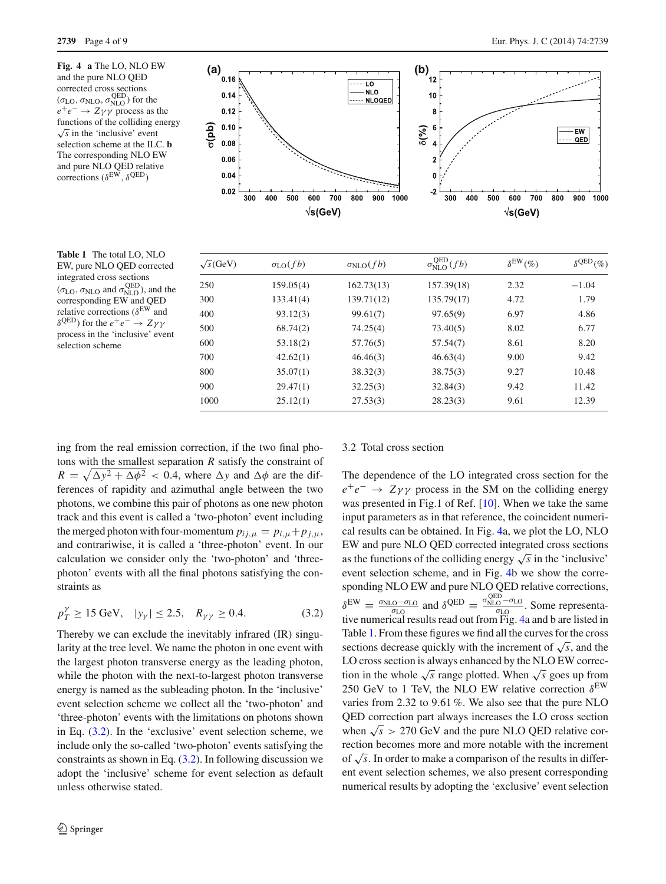**Fig. 4** **a** The LO, NLO EW and the pure NLO QED corrected cross sections ($\sigma_{\rm LO}$, $\sigma_{\rm NLO}$, $\sigma_{\rm NLO}^{\rm QED}$) for the $e^+e^- \to Z\gamma\gamma$ process as the functions of the colliding energy $\sqrt{s}$ in the 'inclusive' event selection scheme at the ILC. **b** The corresponding NLO EW and pure NLO QED relative corrections ($\delta^{\rm EW}$, $\delta^{\rm QED}$)

**Table 1** The total LO, NLO EW, pure NLO QED corrected integrated cross sections ($\sigma_{\rm LO}$, $\sigma_{\rm NLO}$ and $\sigma_{\rm NLO}^{\rm QED}$), and the corresponding EW and QED relative corrections ($\delta^{\rm EW}$ and $\delta^{\rm QED}$) for the $e^+e^- \to Z\gamma\gamma$ process in the 'inclusive' event selection scheme

| $\sqrt{s}$(GeV) | $\sigma_{\rm LO}(fb)$ | $\sigma_{\rm NLO}(fb)$ | $\sigma_{\rm NLO}^{\rm QED}(fb)$ | $\delta^{\rm EW}(\%)$ | $\delta^{\rm QED}(\%)$ |
|---|---|---|---|---|---|
| 250 | 159.05(4) | 162.73(13) | 157.39(18) | 2.32 | −1.04 |
| 300 | 133.41(4) | 139.71(12) | 135.79(17) | 4.72 | 1.79 |
| 400 | 93.12(3) | 99.61(7) | 97.65(9) | 6.97 | 4.86 |
| 500 | 68.74(2) | 74.25(4) | 73.40(5) | 8.02 | 6.77 |
| 600 | 53.18(2) | 57.76(5) | 57.54(7) | 8.61 | 8.20 |
| 700 | 42.62(1) | 46.46(3) | 46.63(4) | 9.00 | 9.42 |
| 800 | 35.07(1) | 38.32(3) | 38.75(3) | 9.27 | 10.48 |
| 900 | 29.47(1) | 32.25(3) | 32.84(3) | 9.42 | 11.42 |
| 1000 | 25.12(1) | 27.53(3) | 28.23(3) | 9.61 | 12.39 |

ing from the real emission correction, if the two final photons with the smallest separation $R$ satisfy the constraint of $R = \sqrt{\Delta y^2 + \Delta\phi^2} < 0.4$, where $\Delta y$ and $\Delta\phi$ are the differences of rapidity and azimuthal angle between the two photons, we combine this pair of photons as one new photon track and this event is called a 'two-photon' event including the merged photon with four-momentum $p_{ij,\mu} = p_{i,\mu} + p_{j,\mu}$, and contrariwise, it is called a 'three-photon' event. In our calculation we consider only the 'two-photon' and 'three-photon' events with all the final photons satisfying the constraints as

$$p_T^\gamma \geq 15 \text{ GeV}, \quad |y_\gamma| \leq 2.5, \quad R_{\gamma\gamma} \geq 0.4. \tag{3.2}$$

Thereby we can exclude the inevitably infrared (IR) singularity at the tree level. We name the photon in one event with the largest photon transverse energy as the leading photon, while the photon with the next-to-largest photon transverse energy is named as the subleading photon. In the 'inclusive' event selection scheme we collect all the 'two-photon' and 'three-photon' events with the limitations on photons shown in Eq. (3.2). In the 'exclusive' event selection scheme, we include only the so-called 'two-photon' events satisfying the constraints as shown in Eq. (3.2). In following discussion we adopt the 'inclusive' scheme for event selection as default unless otherwise stated.

### 3.2 Total cross section

The dependence of the LO integrated cross section for the $e^+e^- \to Z\gamma\gamma$ process in the SM on the colliding energy was presented in Fig.1 of Ref. [10]. When we take the same input parameters as in that reference, the coincident numerical results can be obtained. In Fig. 4a, we plot the LO, NLO EW and pure NLO QED corrected integrated cross sections as the functions of the colliding energy $\sqrt{s}$ in the 'inclusive' event selection scheme, and in Fig. 4b we show the corresponding NLO EW and pure NLO QED relative corrections, $\delta^{\rm EW} \equiv \frac{\sigma_{\rm NLO} - \sigma_{\rm LO}}{\sigma_{\rm LO}}$ and $\delta^{\rm QED} \equiv \frac{\sigma_{\rm NLO}^{\rm QED} - \sigma_{\rm LO}}{\sigma_{\rm LO}}$. Some representative numerical results read out from Fig. 4a and b are listed in Table 1. From these figures we find all the curves for the cross sections decrease quickly with the increment of $\sqrt{s}$, and the LO cross section is always enhanced by the NLO EW correction in the whole $\sqrt{s}$ range plotted. When $\sqrt{s}$ goes up from 250 GeV to 1 TeV, the NLO EW relative correction $\delta^{\rm EW}$ varies from 2.32 to 9.61 %. We also see that the pure NLO QED correction part always increases the LO cross section when $\sqrt{s} > 270$ GeV and the pure NLO QED relative correction becomes more and more notable with the increment of $\sqrt{s}$. In order to make a comparison of the results in different event selection schemes, we also present corresponding numerical results by adopting the 'exclusive' event selection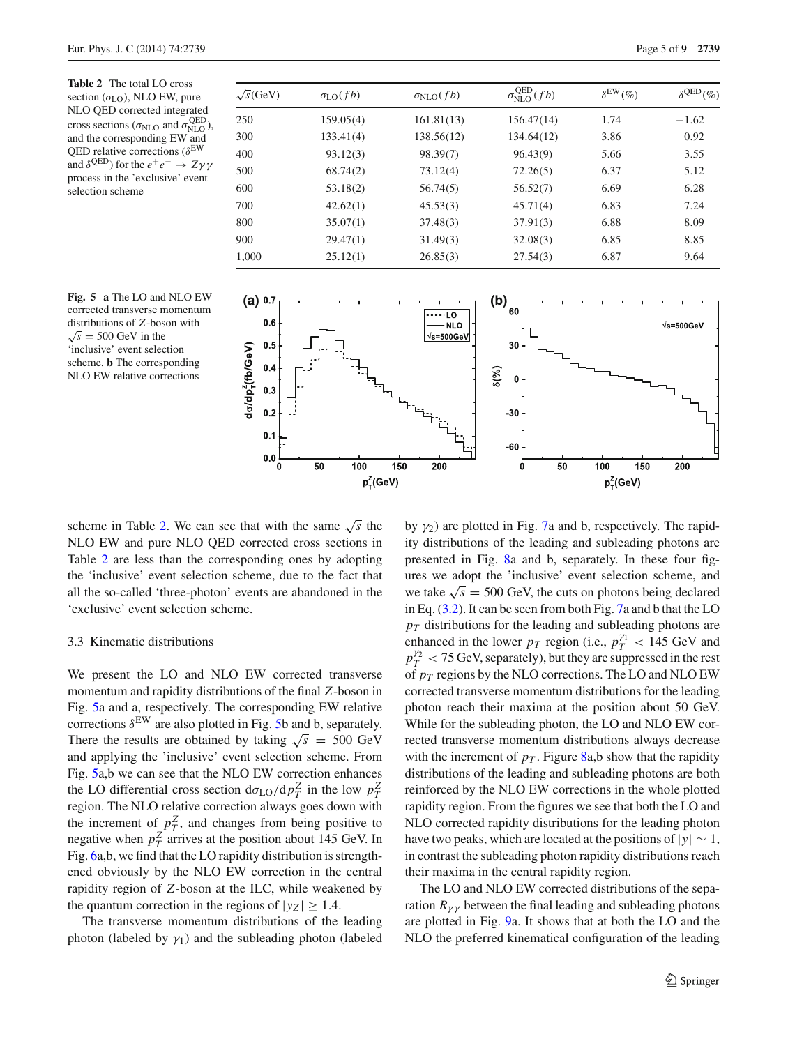**Table 2** The total LO cross section ($\sigma_{\rm LO}$), NLO EW, pure NLO QED corrected integrated cross sections ($\sigma_{\rm NLO}$ and $\sigma_{\rm NLO}^{\rm QED}$), and the corresponding EW and QED relative corrections ($\delta^{\rm EW}$ and $\delta^{\rm QED}$) for the $e^+e^- \to Z\gamma\gamma$ process in the 'exclusive' event selection scheme

| $\sqrt{s}$(GeV) | $\sigma_{\rm LO}(fb)$ | $\sigma_{\rm NLO}(fb)$ | $\sigma_{\rm NLO}^{\rm QED}(fb)$ | $\delta^{\rm EW}(\%)$ | $\delta^{\rm QED}(\%)$ |
|---|---|---|---|---|---|
| 250 | 159.05(4) | 161.81(13) | 156.47(14) | 1.74 | −1.62 |
| 300 | 133.41(4) | 138.56(12) | 134.64(12) | 3.86 | 0.92 |
| 400 | 93.12(3) | 98.39(7) | 96.43(9) | 5.66 | 3.55 |
| 500 | 68.74(2) | 73.12(4) | 72.26(5) | 6.37 | 5.12 |
| 600 | 53.18(2) | 56.74(5) | 56.52(7) | 6.69 | 6.28 |
| 700 | 42.62(1) | 45.53(3) | 45.71(4) | 6.83 | 7.24 |
| 800 | 35.07(1) | 37.48(3) | 37.91(3) | 6.88 | 8.09 |
| 900 | 29.47(1) | 31.49(3) | 32.08(3) | 6.85 | 8.85 |
| 1,000 | 25.12(1) | 26.85(3) | 27.54(3) | 6.87 | 9.64 |

**Fig. 5** **a** The LO and NLO EW corrected transverse momentum distributions of $Z$-boson with $\sqrt{s} = 500$ GeV in the 'inclusive' event selection scheme. **b** The corresponding NLO EW relative corrections

scheme in Table 2. We can see that with the same $\sqrt{s}$ the NLO EW and pure NLO QED corrected cross sections in Table 2 are less than the corresponding ones by adopting the 'inclusive' event selection scheme, due to the fact that all the so-called 'three-photon' events are abandoned in the 'exclusive' event selection scheme.

### 3.3 Kinematic distributions

We present the LO and NLO EW corrected transverse momentum and rapidity distributions of the final $Z$-boson in Fig. 5a and a, respectively. The corresponding EW relative corrections $\delta^{\rm EW}$ are also plotted in Fig. 5b and b, separately. There the results are obtained by taking $\sqrt{s} = 500$ GeV and applying the 'inclusive' event selection scheme. From Fig. 5a,b we can see that the NLO EW correction enhances the LO differential cross section $d\sigma_{\rm LO}/dp_T^Z$ in the low $p_T^Z$ region. The NLO relative correction always goes down with the increment of $p_T^Z$, and changes from being positive to negative when $p_T^Z$ arrives at the position about 145 GeV. In Fig. 6a,b, we find that the LO rapidity distribution is strengthened obviously by the NLO EW correction in the central rapidity region of $Z$-boson at the ILC, while weakened by the quantum correction in the regions of $|y_Z| \geq 1.4$.

The transverse momentum distributions of the leading photon (labeled by $\gamma_1$) and the subleading photon (labeled by $\gamma_2$) are plotted in Fig. 7a and b, respectively. The rapidity distributions of the leading and subleading photons are presented in Fig. 8a and b, separately. In these four figures we adopt the 'inclusive' event selection scheme, and we take $\sqrt{s} = 500$ GeV, the cuts on photons being declared in Eq. (3.2). It can be seen from both Fig. 7a and b that the LO $p_T$ distributions for the leading and subleading photons are enhanced in the lower $p_T$ region (i.e., $p_T^{\gamma_1} < 145$ GeV and $p_T^{\gamma_2} < 75$ GeV, separately), but they are suppressed in the rest of $p_T$ regions by the NLO corrections. The LO and NLO EW corrected transverse momentum distributions for the leading photon reach their maxima at the position about 50 GeV. While for the subleading photon, the LO and NLO EW corrected transverse momentum distributions always decrease with the increment of $p_T$. Figure 8a,b show that the rapidity distributions of the leading and subleading photons are both reinforced by the NLO EW corrections in the whole plotted rapidity region. From the figures we see that both the LO and NLO corrected rapidity distributions for the leading photon have two peaks, which are located at the positions of $|y| \sim 1$, in contrast the subleading photon rapidity distributions reach their maxima in the central rapidity region.

The LO and NLO EW corrected distributions of the separation $R_{\gamma\gamma}$ between the final leading and subleading photons are plotted in Fig. 9a. It shows that at both the LO and the NLO the preferred kinematical configuration of the leading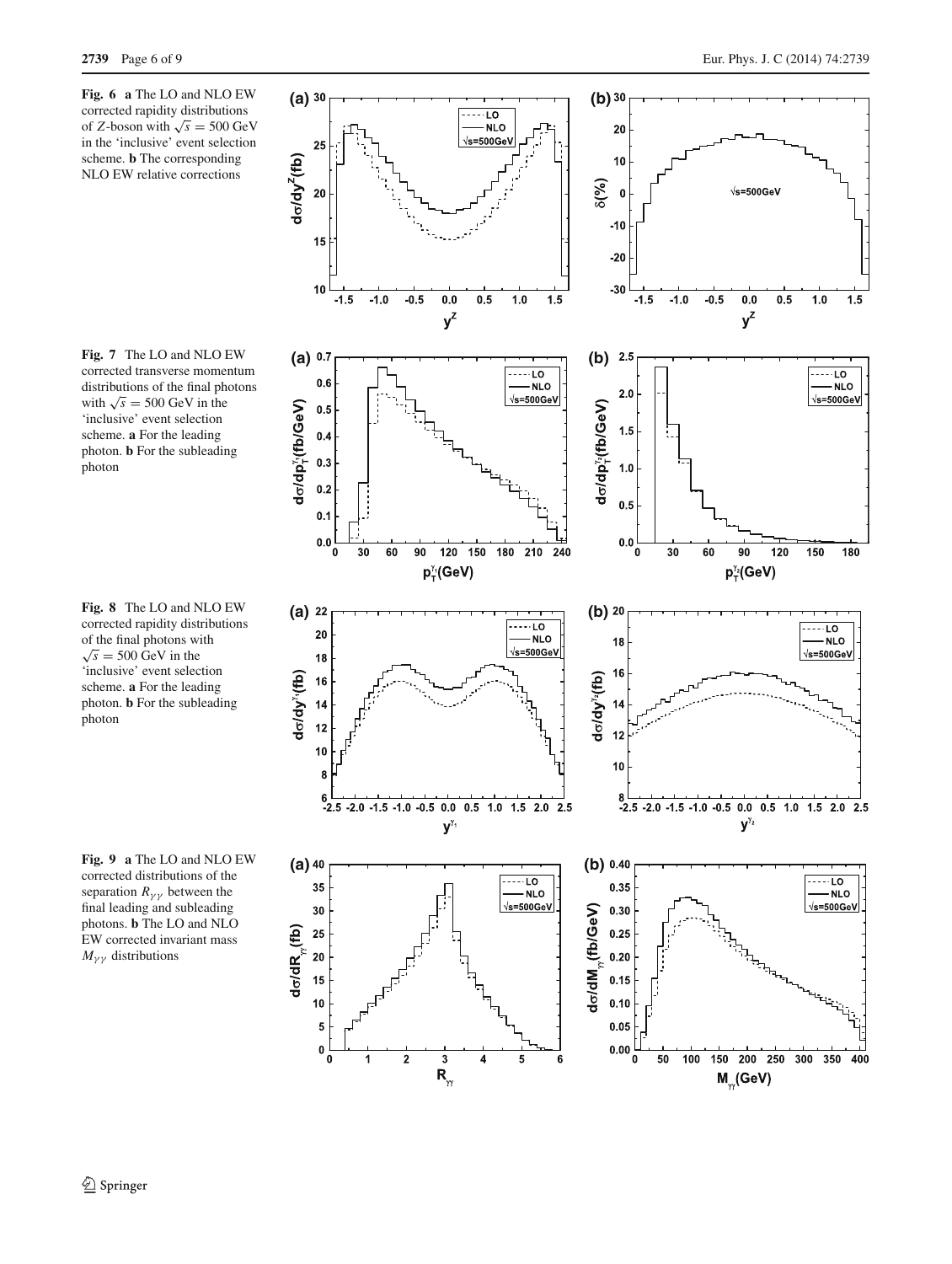**Fig. 6** **a** The LO and NLO EW corrected rapidity distributions of $Z$-boson with $\sqrt{s} = 500$ GeV in the 'inclusive' event selection scheme. **b** The corresponding NLO EW relative corrections

**Fig. 7** The LO and NLO EW corrected transverse momentum distributions of the final photons with $\sqrt{s} = 500$ GeV in the 'inclusive' event selection scheme. **a** For the leading photon. **b** For the subleading photon

**Fig. 8** The LO and NLO EW corrected rapidity distributions of the final photons with $\sqrt{s} = 500$ GeV in the 'inclusive' event selection scheme. **a** For the leading photon. **b** For the subleading photon

**Fig. 9** **a** The LO and NLO EW corrected distributions of the separation $R_{\gamma\gamma}$ between the final leading and subleading photons. **b** The LO and NLO EW corrected invariant mass $M_{\gamma\gamma}$ distributions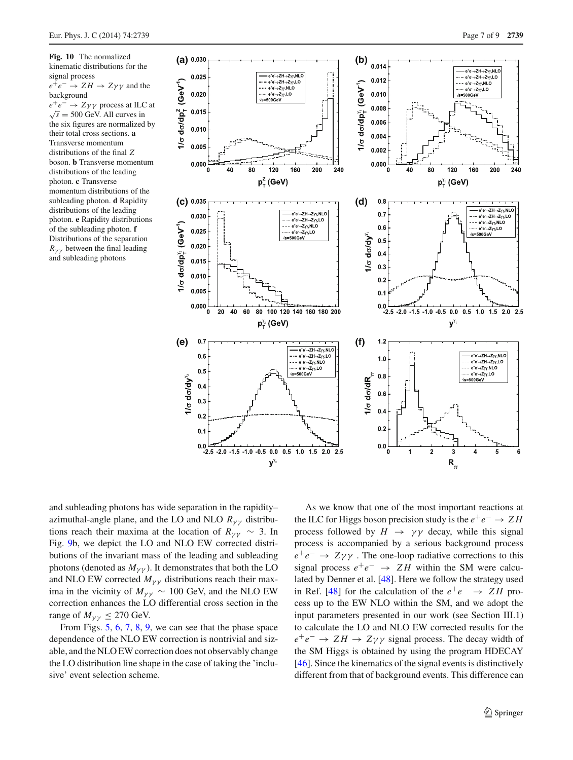**Fig. 10** The normalized kinematic distributions for the signal process $e^+e^- \to ZH \to Z\gamma\gamma$ and the background $e^+e^- \to Z\gamma\gamma$ process at ILC at $\sqrt{s} = 500$ GeV. All curves in the six figures are normalized by their total cross sections. **a** Transverse momentum distributions of the final $Z$ boson. **b** Transverse momentum distributions of the leading photon. **c** Transverse momentum distributions of the subleading photon. **d** Rapidity distributions of the leading photon. **e** Rapidity distributions of the subleading photon. **f** Distributions of the separation $R_{\gamma\gamma}$ between the final leading and subleading photons

and subleading photons has wide separation in the rapidity–azimuthal-angle plane, and the LO and NLO $R_{\gamma\gamma}$ distributions reach their maxima at the location of $R_{\gamma\gamma} \sim 3$. In Fig. 9b, we depict the LO and NLO EW corrected distributions of the invariant mass of the leading and subleading photons (denoted as $M_{\gamma\gamma}$). It demonstrates that both the LO and NLO EW corrected $M_{\gamma\gamma}$ distributions reach their maxima in the vicinity of $M_{\gamma\gamma} \sim 100$ GeV, and the NLO EW correction enhances the LO differential cross section in the range of $M_{\gamma\gamma} \leq 270$ GeV.

From Figs. 5, 6, 7, 8, 9, we can see that the phase space dependence of the NLO EW correction is nontrivial and sizable, and the NLO EW correction does not observably change the LO distribution line shape in the case of taking the 'inclusive' event selection scheme.

As we know that one of the most important reactions at the ILC for Higgs boson precision study is the $e^+e^- \to ZH$ process followed by $H \to \gamma\gamma$ decay, while this signal process is accompanied by a serious background process $e^+e^- \to Z\gamma\gamma$ . The one-loop radiative corrections to this signal process $e^+e^- \to ZH$ within the SM were calculated by Denner et al. [48]. Here we follow the strategy used in Ref. [48] for the calculation of the $e^+e^- \to ZH$ process up to the EW NLO within the SM, and we adopt the input parameters presented in our work (see Section III.1) to calculate the LO and NLO EW corrected results for the $e^+e^- \to ZH \to Z\gamma\gamma$ signal process. The decay width of the SM Higgs is obtained by using the program HDECAY [46]. Since the kinematics of the signal events is distinctively different from that of background events. This difference can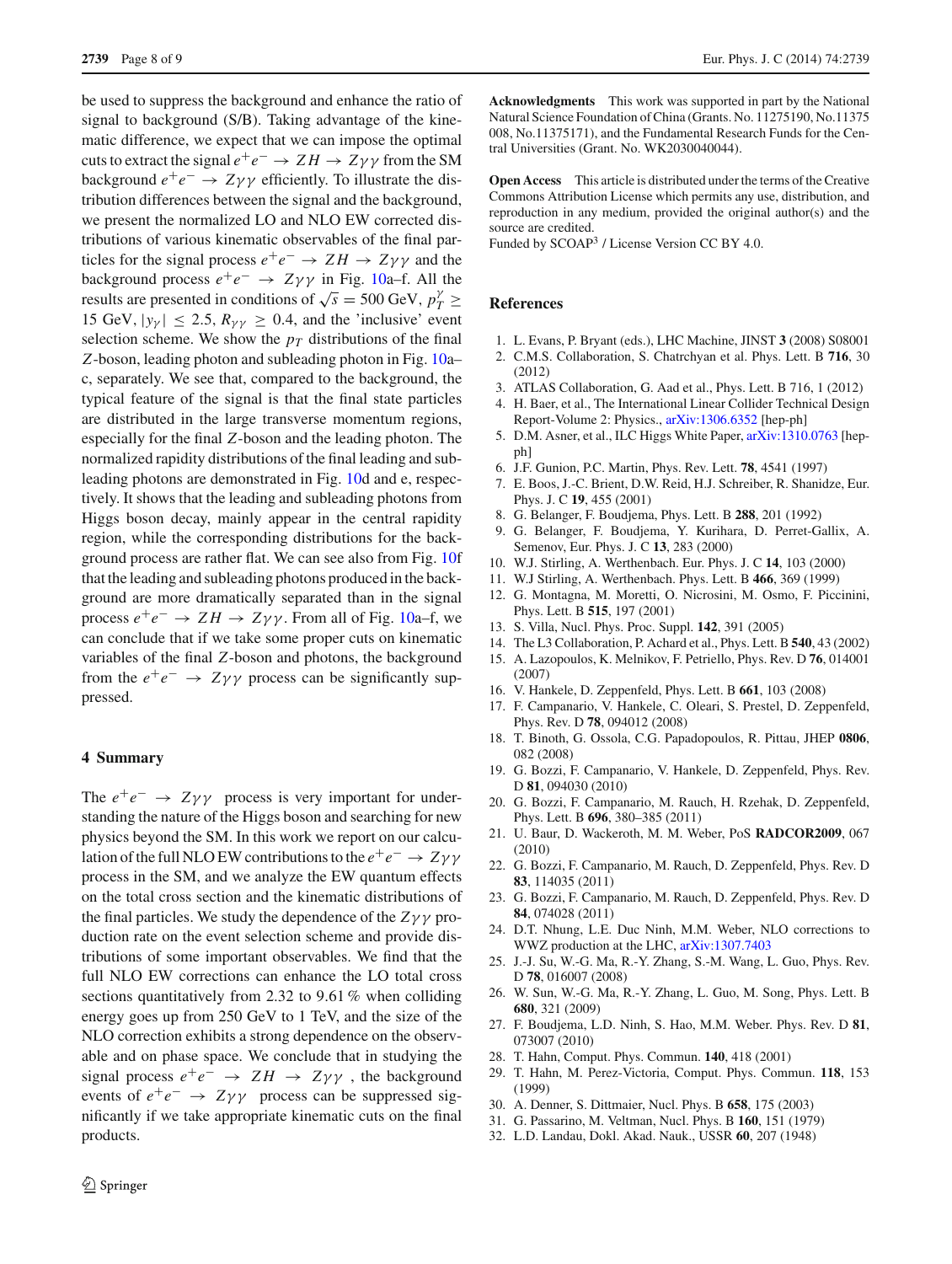be used to suppress the background and enhance the ratio of signal to background (S/B). Taking advantage of the kinematic difference, we expect that we can impose the optimal cuts to extract the signal $e^+e^- \to ZH \to Z\gamma\gamma$ from the SM background $e^+e^- \to Z\gamma\gamma$ efficiently. To illustrate the distribution differences between the signal and the background, we present the normalized LO and NLO EW corrected distributions of various kinematic observables of the final particles for the signal process $e^+e^- \to ZH \to Z\gamma\gamma$ and the background process $e^+e^- \to Z\gamma\gamma$ in Fig. 10a–f. All the results are presented in conditions of $\sqrt{s} = 500$ GeV, $p_T^\gamma \geq 15$ GeV, $|y_\gamma| \leq 2.5$, $R_{\gamma\gamma} \geq 0.4$, and the 'inclusive' event selection scheme. We show the $p_T$ distributions of the final $Z$-boson, leading photon and subleading photon in Fig. 10a–c, separately. We see that, compared to the background, the typical feature of the signal is that the final state particles are distributed in the large transverse momentum regions, especially for the final $Z$-boson and the leading photon. The normalized rapidity distributions of the final leading and subleading photons are demonstrated in Fig. 10d and e, respectively. It shows that the leading and subleading photons from Higgs boson decay, mainly appear in the central rapidity region, while the corresponding distributions for the background process are rather flat. We can see also from Fig. 10f that the leading and subleading photons produced in the background are more dramatically separated than in the signal process $e^+e^- \to ZH \to Z\gamma\gamma$. From all of Fig. 10a–f, we can conclude that if we take some proper cuts on kinematic variables of the final $Z$-boson and photons, the background from the $e^+e^- \to Z\gamma\gamma$ process can be significantly suppressed.

## 4 Summary

The $e^+e^- \to Z\gamma\gamma$ process is very important for understanding the nature of the Higgs boson and searching for new physics beyond the SM. In this work we report on our calculation of the full NLO EW contributions to the $e^+e^- \to Z\gamma\gamma$ process in the SM, and we analyze the EW quantum effects on the total cross section and the kinematic distributions of the final particles. We study the dependence of the $Z\gamma\gamma$ production rate on the event selection scheme and provide distributions of some important observables. We find that the full NLO EW corrections can enhance the LO total cross sections quantitatively from 2.32 to 9.61 % when colliding energy goes up from 250 GeV to 1 TeV, and the size of the NLO correction exhibits a strong dependence on the observable and on phase space. We conclude that in studying the signal process $e^+e^- \to ZH \to Z\gamma\gamma$ , the background events of $e^+e^- \to Z\gamma\gamma$ process can be suppressed significantly if we take appropriate kinematic cuts on the final products.

**Acknowledgments** This work was supported in part by the National Natural Science Foundation of China (Grants. No. 11275190, No.11375008, No.11375171), and the Fundamental Research Funds for the Central Universities (Grant. No. WK2030040044).

**Open Access** This article is distributed under the terms of the Creative Commons Attribution License which permits any use, distribution, and reproduction in any medium, provided the original author(s) and the source are credited.
Funded by SCOAP[3] / License Version CC BY 4.0.

## References

1. L. Evans, P. Bryant (eds.), LHC Machine, JINST **3** (2008) S08001
2. C.M.S. Collaboration, S. Chatrchyan et al. Phys. Lett. B **716**, 30 (2012)
3. ATLAS Collaboration, G. Aad et al., Phys. Lett. B 716, 1 (2012)
4. H. Baer, et al., The International Linear Collider Technical Design Report-Volume 2: Physics., arXiv:1306.6352 [hep-ph]
5. D.M. Asner, et al., ILC Higgs White Paper, arXiv:1310.0763 [hep-ph]
6. J.F. Gunion, P.C. Martin, Phys. Rev. Lett. **78**, 4541 (1997)
7. E. Boos, J.-C. Brient, D.W. Reid, H.J. Schreiber, R. Shanidze, Eur. Phys. J. C **19**, 455 (2001)
8. G. Belanger, F. Boudjema, Phys. Lett. B **288**, 201 (1992)
9. G. Belanger, F. Boudjema, Y. Kurihara, D. Perret-Gallix, A. Semenov, Eur. Phys. J. C **13**, 283 (2000)
10. W.J. Stirling, A. Werthenbach. Eur. Phys. J. C **14**, 103 (2000)
11. W.J Stirling, A. Werthenbach. Phys. Lett. B **466**, 369 (1999)
12. G. Montagna, M. Moretti, O. Nicrosini, M. Osmo, F. Piccinini, Phys. Lett. B **515**, 197 (2001)
13. S. Villa, Nucl. Phys. Proc. Suppl. **142**, 391 (2005)
14. The L3 Collaboration, P. Achard et al., Phys. Lett. B **540**, 43 (2002)
15. A. Lazopoulos, K. Melnikov, F. Petriello, Phys. Rev. D **76**, 014001 (2007)
16. V. Hankele, D. Zeppenfeld, Phys. Lett. B **661**, 103 (2008)
17. F. Campanario, V. Hankele, C. Oleari, S. Prestel, D. Zeppenfeld, Phys. Rev. D **78**, 094012 (2008)
18. T. Binoth, G. Ossola, C.G. Papadopoulos, R. Pittau, JHEP **0806**, 082 (2008)
19. G. Bozzi, F. Campanario, V. Hankele, D. Zeppenfeld, Phys. Rev. D **81**, 094030 (2010)
20. G. Bozzi, F. Campanario, M. Rauch, H. Rzehak, D. Zeppenfeld, Phys. Lett. B **696**, 380–385 (2011)
21. U. Baur, D. Wackeroth, M. M. Weber, PoS **RADCOR2009**, 067 (2010)
22. G. Bozzi, F. Campanario, M. Rauch, D. Zeppenfeld, Phys. Rev. D **83**, 114035 (2011)
23. G. Bozzi, F. Campanario, M. Rauch, D. Zeppenfeld, Phys. Rev. D **84**, 074028 (2011)
24. D.T. Nhung, L.E. Duc Ninh, M.M. Weber, NLO corrections to WWZ production at the LHC, arXiv:1307.7403
25. J.-J. Su, W.-G. Ma, R.-Y. Zhang, S.-M. Wang, L. Guo, Phys. Rev. D **78**, 016007 (2008)
26. W. Sun, W.-G. Ma, R.-Y. Zhang, L. Guo, M. Song, Phys. Lett. B **680**, 321 (2009)
27. F. Boudjema, L.D. Ninh, S. Hao, M.M. Weber. Phys. Rev. D **81**, 073007 (2010)
28. T. Hahn, Comput. Phys. Commun. **140**, 418 (2001)
29. T. Hahn, M. Perez-Victoria, Comput. Phys. Commun. **118**, 153 (1999)
30. A. Denner, S. Dittmaier, Nucl. Phys. B **658**, 175 (2003)
31. G. Passarino, M. Veltman, Nucl. Phys. B **160**, 151 (1979)
32. L.D. Landau, Dokl. Akad. Nauk., USSR **60**, 207 (1948)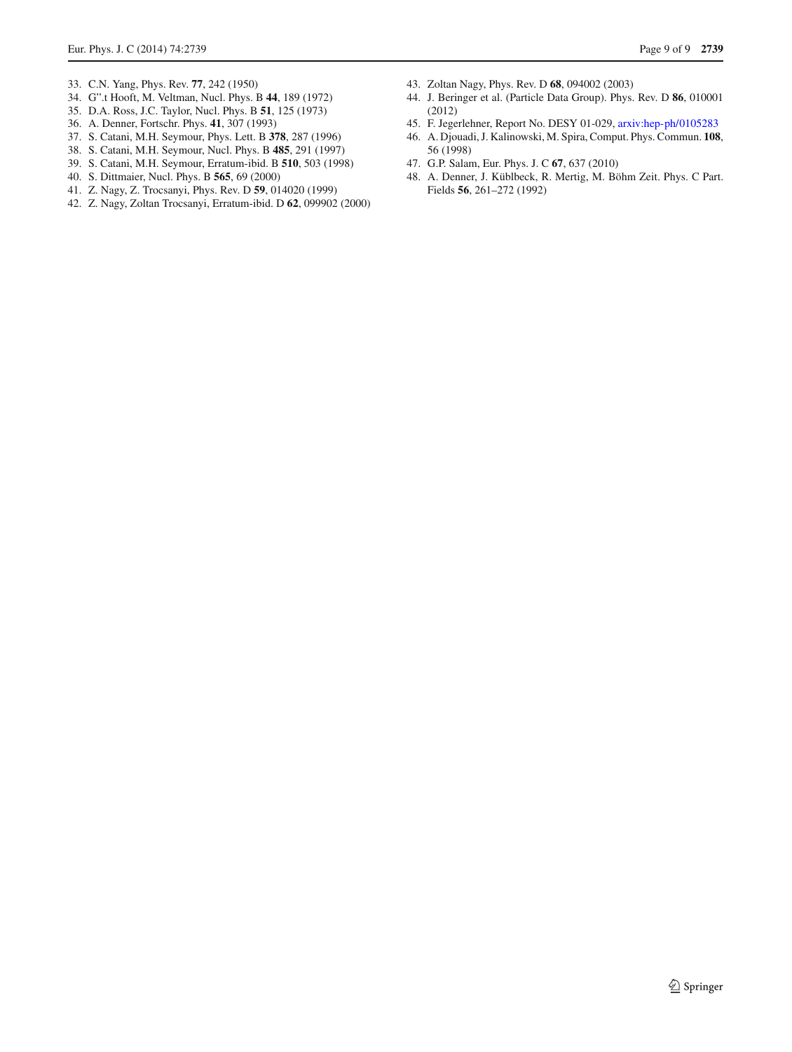33. C.N. Yang, Phys. Rev. **77**, 242 (1950)
34. G".t Hooft, M. Veltman, Nucl. Phys. B **44**, 189 (1972)
35. D.A. Ross, J.C. Taylor, Nucl. Phys. B **51**, 125 (1973)
36. A. Denner, Fortschr. Phys. **41**, 307 (1993)
37. S. Catani, M.H. Seymour, Phys. Lett. B **378**, 287 (1996)
38. S. Catani, M.H. Seymour, Nucl. Phys. B **485**, 291 (1997)
39. S. Catani, M.H. Seymour, Erratum-ibid. B **510**, 503 (1998)
40. S. Dittmaier, Nucl. Phys. B **565**, 69 (2000)
41. Z. Nagy, Z. Trocsanyi, Phys. Rev. D **59**, 014020 (1999)
42. Z. Nagy, Zoltan Trocsanyi, Erratum-ibid. D **62**, 099902 (2000)
43. Zoltan Nagy, Phys. Rev. D **68**, 094002 (2003)
44. J. Beringer et al. (Particle Data Group). Phys. Rev. D **86**, 010001 (2012)
45. F. Jegerlehner, Report No. DESY 01-029, arxiv:hep-ph/0105283
46. A. Djouadi, J. Kalinowski, M. Spira, Comput. Phys. Commun. **108**, 56 (1998)
47. G.P. Salam, Eur. Phys. J. C **67**, 637 (2010)
48. A. Denner, J. Küblbeck, R. Mertig, M. Böhm Zeit. Phys. C Part. Fields **56**, 261–272 (1992)